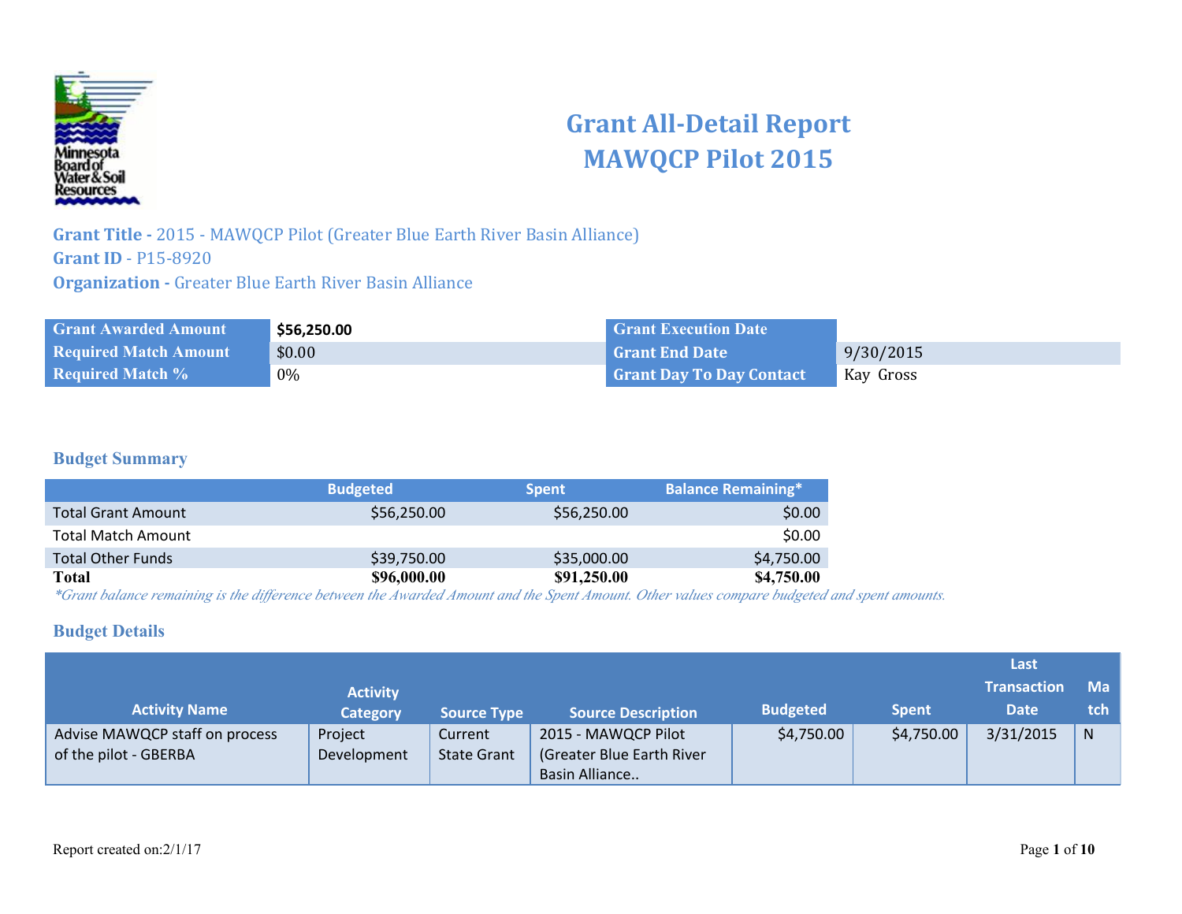# Grant All-Detail Report
# MAWQCP Pilot 2015

**Grant Title -** 2015 - MAWQCP Pilot (Greater Blue Earth River Basin Alliance)
**Grant ID** - P15-8920
**Organization -** Greater Blue Earth River Basin Alliance

| | | | |
|---|---|---|---|
| **Grant Awarded Amount** | **$56,250.00** | **Grant Execution Date** | |
| **Required Match Amount** | $0.00 | **Grant End Date** | 9/30/2015 |
| **Required Match %** | 0% | **Grant Day To Day Contact** | Kay Gross |

### Budget Summary

| | Budgeted | Spent | Balance Remaining* |
|---|---|---|---|
| Total Grant Amount | $56,250.00 | $56,250.00 | $0.00 |
| Total Match Amount | | | $0.00 |
| Total Other Funds | $39,750.00 | $35,000.00 | $4,750.00 |
| **Total** | **$96,000.00** | **$91,250.00** | **$4,750.00** |

*\*Grant balance remaining is the difference between the Awarded Amount and the Spent Amount. Other values compare budgeted and spent amounts.*

### Budget Details

| Activity Name | Activity Category | Source Type | Source Description | Budgeted | Spent | Last Transaction Date | Match |
|---|---|---|---|---|---|---|---|
| Advise MAWQCP staff on process of the pilot - GBERBA | Project Development | Current State Grant | 2015 - MAWQCP Pilot (Greater Blue Earth River Basin Alliance.. | $4,750.00 | $4,750.00 | 3/31/2015 | N |

Report created on:2/1/17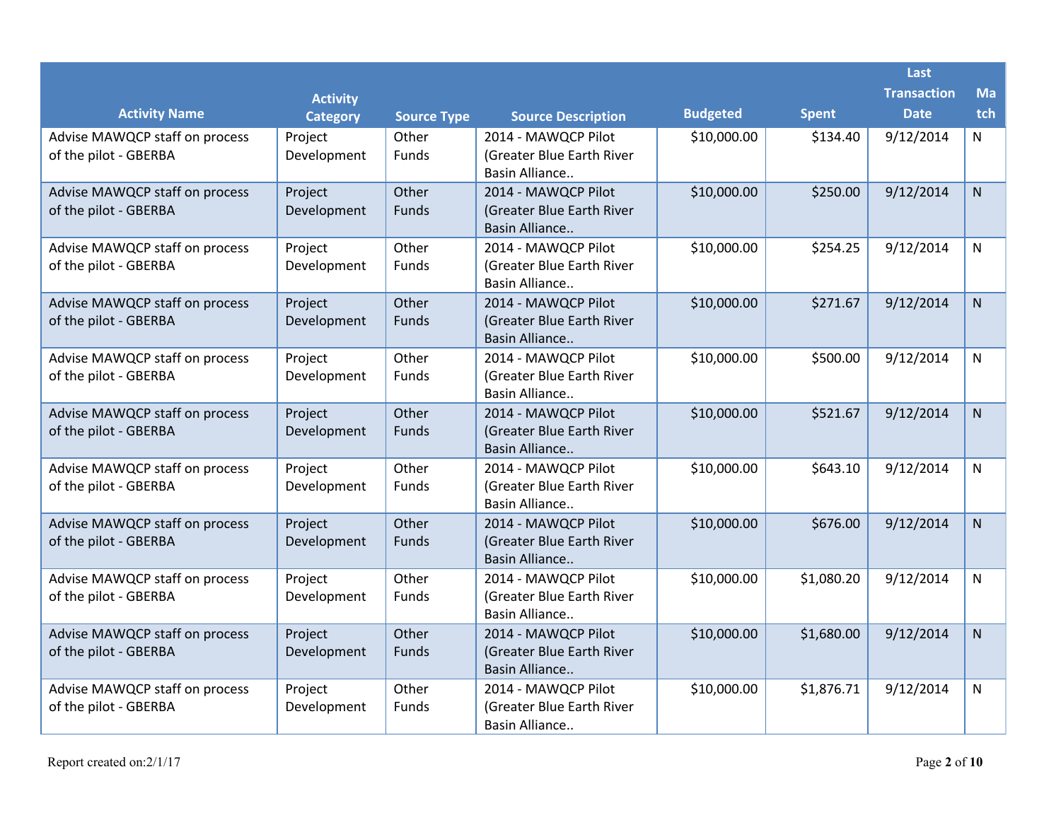| Activity Name | Activity Category | Source Type | Source Description | Budgeted | Spent | Last Transaction Date | Match |
|---|---|---|---|---|---|---|---|
| Advise MAWQCP staff on process of the pilot - GBERBA | Project Development | Other Funds | 2014 - MAWQCP Pilot (Greater Blue Earth River Basin Alliance.. | $10,000.00 | $134.40 | 9/12/2014 | N |
| Advise MAWQCP staff on process of the pilot - GBERBA | Project Development | Other Funds | 2014 - MAWQCP Pilot (Greater Blue Earth River Basin Alliance.. | $10,000.00 | $250.00 | 9/12/2014 | N |
| Advise MAWQCP staff on process of the pilot - GBERBA | Project Development | Other Funds | 2014 - MAWQCP Pilot (Greater Blue Earth River Basin Alliance.. | $10,000.00 | $254.25 | 9/12/2014 | N |
| Advise MAWQCP staff on process of the pilot - GBERBA | Project Development | Other Funds | 2014 - MAWQCP Pilot (Greater Blue Earth River Basin Alliance.. | $10,000.00 | $271.67 | 9/12/2014 | N |
| Advise MAWQCP staff on process of the pilot - GBERBA | Project Development | Other Funds | 2014 - MAWQCP Pilot (Greater Blue Earth River Basin Alliance.. | $10,000.00 | $500.00 | 9/12/2014 | N |
| Advise MAWQCP staff on process of the pilot - GBERBA | Project Development | Other Funds | 2014 - MAWQCP Pilot (Greater Blue Earth River Basin Alliance.. | $10,000.00 | $521.67 | 9/12/2014 | N |
| Advise MAWQCP staff on process of the pilot - GBERBA | Project Development | Other Funds | 2014 - MAWQCP Pilot (Greater Blue Earth River Basin Alliance.. | $10,000.00 | $643.10 | 9/12/2014 | N |
| Advise MAWQCP staff on process of the pilot - GBERBA | Project Development | Other Funds | 2014 - MAWQCP Pilot (Greater Blue Earth River Basin Alliance.. | $10,000.00 | $676.00 | 9/12/2014 | N |
| Advise MAWQCP staff on process of the pilot - GBERBA | Project Development | Other Funds | 2014 - MAWQCP Pilot (Greater Blue Earth River Basin Alliance.. | $10,000.00 | $1,080.20 | 9/12/2014 | N |
| Advise MAWQCP staff on process of the pilot - GBERBA | Project Development | Other Funds | 2014 - MAWQCP Pilot (Greater Blue Earth River Basin Alliance.. | $10,000.00 | $1,680.00 | 9/12/2014 | N |
| Advise MAWQCP staff on process of the pilot - GBERBA | Project Development | Other Funds | 2014 - MAWQCP Pilot (Greater Blue Earth River Basin Alliance.. | $10,000.00 | $1,876.71 | 9/12/2014 | N |

Report created on:2/1/17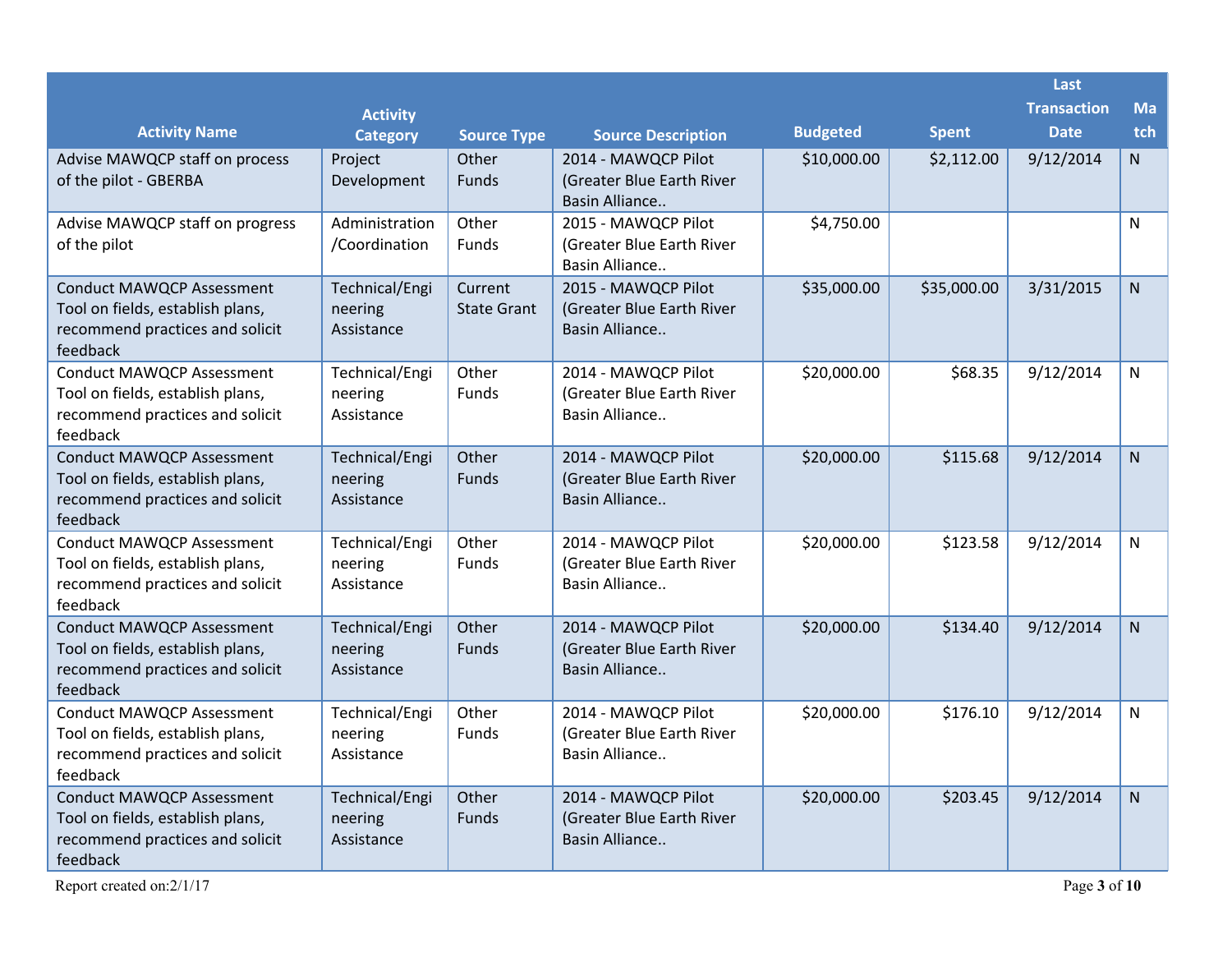| Activity Name | Activity Category | Source Type | Source Description | Budgeted | Spent | Last Transaction Date | Match |
|---|---|---|---|---|---|---|---|
| Advise MAWQCP staff on process of the pilot - GBERBA | Project Development | Other Funds | 2014 - MAWQCP Pilot (Greater Blue Earth River Basin Alliance.. | $10,000.00 | $2,112.00 | 9/12/2014 | N |
| Advise MAWQCP staff on progress of the pilot | Administration /Coordination | Other Funds | 2015 - MAWQCP Pilot (Greater Blue Earth River Basin Alliance.. | $4,750.00 | | | N |
| Conduct MAWQCP Assessment Tool on fields, establish plans, recommend practices and solicit feedback | Technical/Engineering Assistance | Current State Grant | 2015 - MAWQCP Pilot (Greater Blue Earth River Basin Alliance.. | $35,000.00 | $35,000.00 | 3/31/2015 | N |
| Conduct MAWQCP Assessment Tool on fields, establish plans, recommend practices and solicit feedback | Technical/Engineering Assistance | Other Funds | 2014 - MAWQCP Pilot (Greater Blue Earth River Basin Alliance.. | $20,000.00 | $68.35 | 9/12/2014 | N |
| Conduct MAWQCP Assessment Tool on fields, establish plans, recommend practices and solicit feedback | Technical/Engineering Assistance | Other Funds | 2014 - MAWQCP Pilot (Greater Blue Earth River Basin Alliance.. | $20,000.00 | $115.68 | 9/12/2014 | N |
| Conduct MAWQCP Assessment Tool on fields, establish plans, recommend practices and solicit feedback | Technical/Engineering Assistance | Other Funds | 2014 - MAWQCP Pilot (Greater Blue Earth River Basin Alliance.. | $20,000.00 | $123.58 | 9/12/2014 | N |
| Conduct MAWQCP Assessment Tool on fields, establish plans, recommend practices and solicit feedback | Technical/Engineering Assistance | Other Funds | 2014 - MAWQCP Pilot (Greater Blue Earth River Basin Alliance.. | $20,000.00 | $134.40 | 9/12/2014 | N |
| Conduct MAWQCP Assessment Tool on fields, establish plans, recommend practices and solicit feedback | Technical/Engineering Assistance | Other Funds | 2014 - MAWQCP Pilot (Greater Blue Earth River Basin Alliance.. | $20,000.00 | $176.10 | 9/12/2014 | N |
| Conduct MAWQCP Assessment Tool on fields, establish plans, recommend practices and solicit feedback | Technical/Engineering Assistance | Other Funds | 2014 - MAWQCP Pilot (Greater Blue Earth River Basin Alliance.. | $20,000.00 | $203.45 | 9/12/2014 | N |

Report created on:2/1/17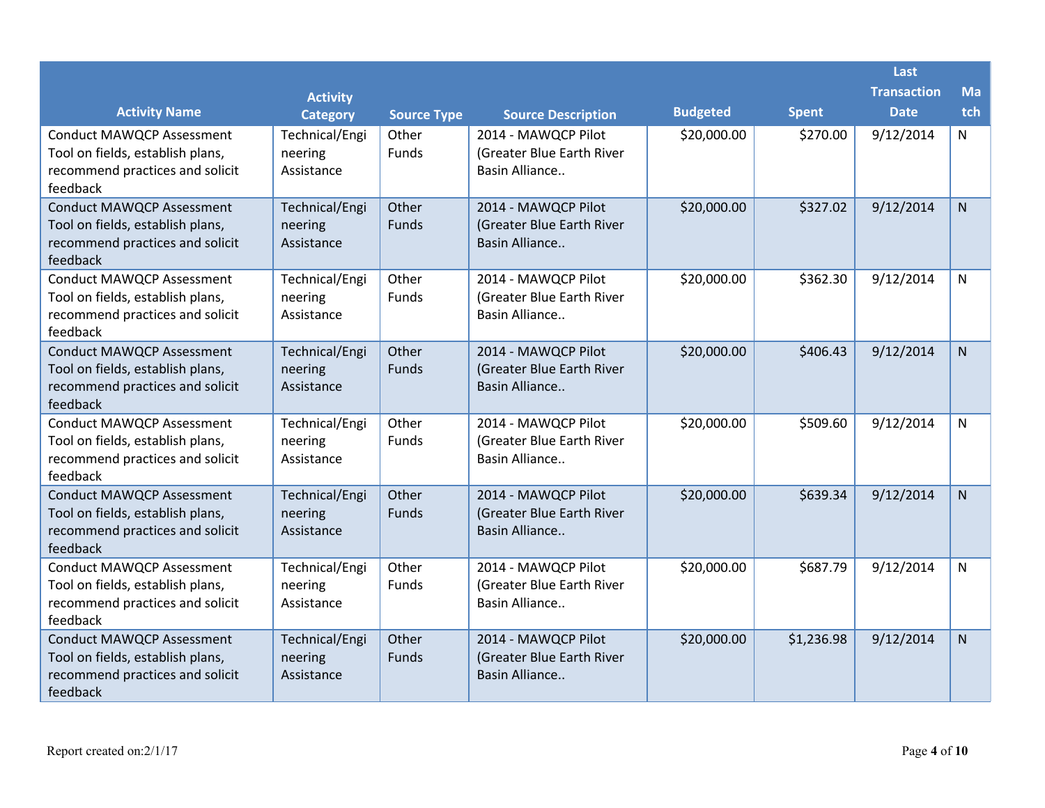| Activity Name | Activity Category | Source Type | Source Description | Budgeted | Spent | Last Transaction Date | Match |
| --- | --- | --- | --- | --- | --- | --- | --- |
| Conduct MAWQCP Assessment Tool on fields, establish plans, recommend practices and solicit feedback | Technical/Engineering Assistance | Other Funds | 2014 - MAWQCP Pilot (Greater Blue Earth River Basin Alliance.. | $20,000.00 | $270.00 | 9/12/2014 | N |
| Conduct MAWQCP Assessment Tool on fields, establish plans, recommend practices and solicit feedback | Technical/Engineering Assistance | Other Funds | 2014 - MAWQCP Pilot (Greater Blue Earth River Basin Alliance.. | $20,000.00 | $327.02 | 9/12/2014 | N |
| Conduct MAWQCP Assessment Tool on fields, establish plans, recommend practices and solicit feedback | Technical/Engineering Assistance | Other Funds | 2014 - MAWQCP Pilot (Greater Blue Earth River Basin Alliance.. | $20,000.00 | $362.30 | 9/12/2014 | N |
| Conduct MAWQCP Assessment Tool on fields, establish plans, recommend practices and solicit feedback | Technical/Engineering Assistance | Other Funds | 2014 - MAWQCP Pilot (Greater Blue Earth River Basin Alliance.. | $20,000.00 | $406.43 | 9/12/2014 | N |
| Conduct MAWQCP Assessment Tool on fields, establish plans, recommend practices and solicit feedback | Technical/Engineering Assistance | Other Funds | 2014 - MAWQCP Pilot (Greater Blue Earth River Basin Alliance.. | $20,000.00 | $509.60 | 9/12/2014 | N |
| Conduct MAWQCP Assessment Tool on fields, establish plans, recommend practices and solicit feedback | Technical/Engineering Assistance | Other Funds | 2014 - MAWQCP Pilot (Greater Blue Earth River Basin Alliance.. | $20,000.00 | $639.34 | 9/12/2014 | N |
| Conduct MAWQCP Assessment Tool on fields, establish plans, recommend practices and solicit feedback | Technical/Engineering Assistance | Other Funds | 2014 - MAWQCP Pilot (Greater Blue Earth River Basin Alliance.. | $20,000.00 | $687.79 | 9/12/2014 | N |
| Conduct MAWQCP Assessment Tool on fields, establish plans, recommend practices and solicit feedback | Technical/Engineering Assistance | Other Funds | 2014 - MAWQCP Pilot (Greater Blue Earth River Basin Alliance.. | $20,000.00 | $1,236.98 | 9/12/2014 | N |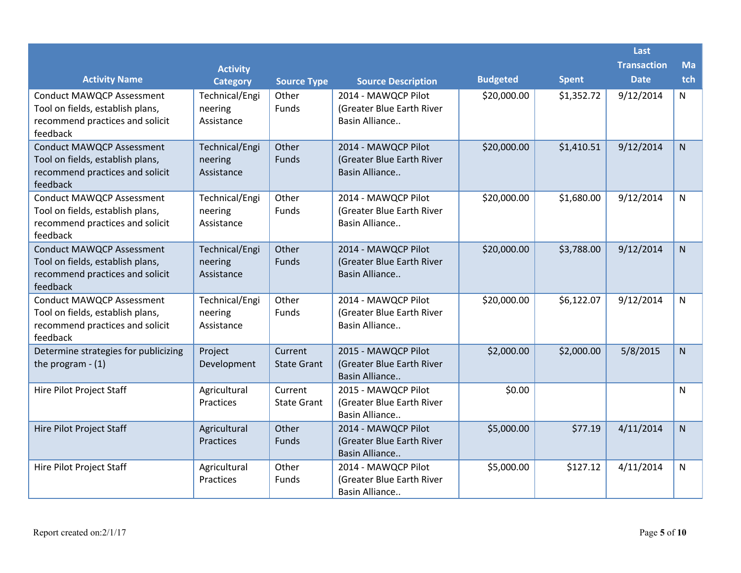| Activity Name | Activity Category | Source Type | Source Description | Budgeted | Spent | Last Transaction Date | Match |
|---|---|---|---|---|---|---|---|
| Conduct MAWQCP Assessment Tool on fields, establish plans, recommend practices and solicit feedback | Technical/Engineering Assistance | Other Funds | 2014 - MAWQCP Pilot (Greater Blue Earth River Basin Alliance.. | $20,000.00 | $1,352.72 | 9/12/2014 | N |
| Conduct MAWQCP Assessment Tool on fields, establish plans, recommend practices and solicit feedback | Technical/Engineering Assistance | Other Funds | 2014 - MAWQCP Pilot (Greater Blue Earth River Basin Alliance.. | $20,000.00 | $1,410.51 | 9/12/2014 | N |
| Conduct MAWQCP Assessment Tool on fields, establish plans, recommend practices and solicit feedback | Technical/Engineering Assistance | Other Funds | 2014 - MAWQCP Pilot (Greater Blue Earth River Basin Alliance.. | $20,000.00 | $1,680.00 | 9/12/2014 | N |
| Conduct MAWQCP Assessment Tool on fields, establish plans, recommend practices and solicit feedback | Technical/Engineering Assistance | Other Funds | 2014 - MAWQCP Pilot (Greater Blue Earth River Basin Alliance.. | $20,000.00 | $3,788.00 | 9/12/2014 | N |
| Conduct MAWQCP Assessment Tool on fields, establish plans, recommend practices and solicit feedback | Technical/Engineering Assistance | Other Funds | 2014 - MAWQCP Pilot (Greater Blue Earth River Basin Alliance.. | $20,000.00 | $6,122.07 | 9/12/2014 | N |
| Determine strategies for publicizing the program - (1) | Project Development | Current State Grant | 2015 - MAWQCP Pilot (Greater Blue Earth River Basin Alliance.. | $2,000.00 | $2,000.00 | 5/8/2015 | N |
| Hire Pilot Project Staff | Agricultural Practices | Current State Grant | 2015 - MAWQCP Pilot (Greater Blue Earth River Basin Alliance.. | $0.00 | | | N |
| Hire Pilot Project Staff | Agricultural Practices | Other Funds | 2014 - MAWQCP Pilot (Greater Blue Earth River Basin Alliance.. | $5,000.00 | $77.19 | 4/11/2014 | N |
| Hire Pilot Project Staff | Agricultural Practices | Other Funds | 2014 - MAWQCP Pilot (Greater Blue Earth River Basin Alliance.. | $5,000.00 | $127.12 | 4/11/2014 | N |

Report created on:2/1/17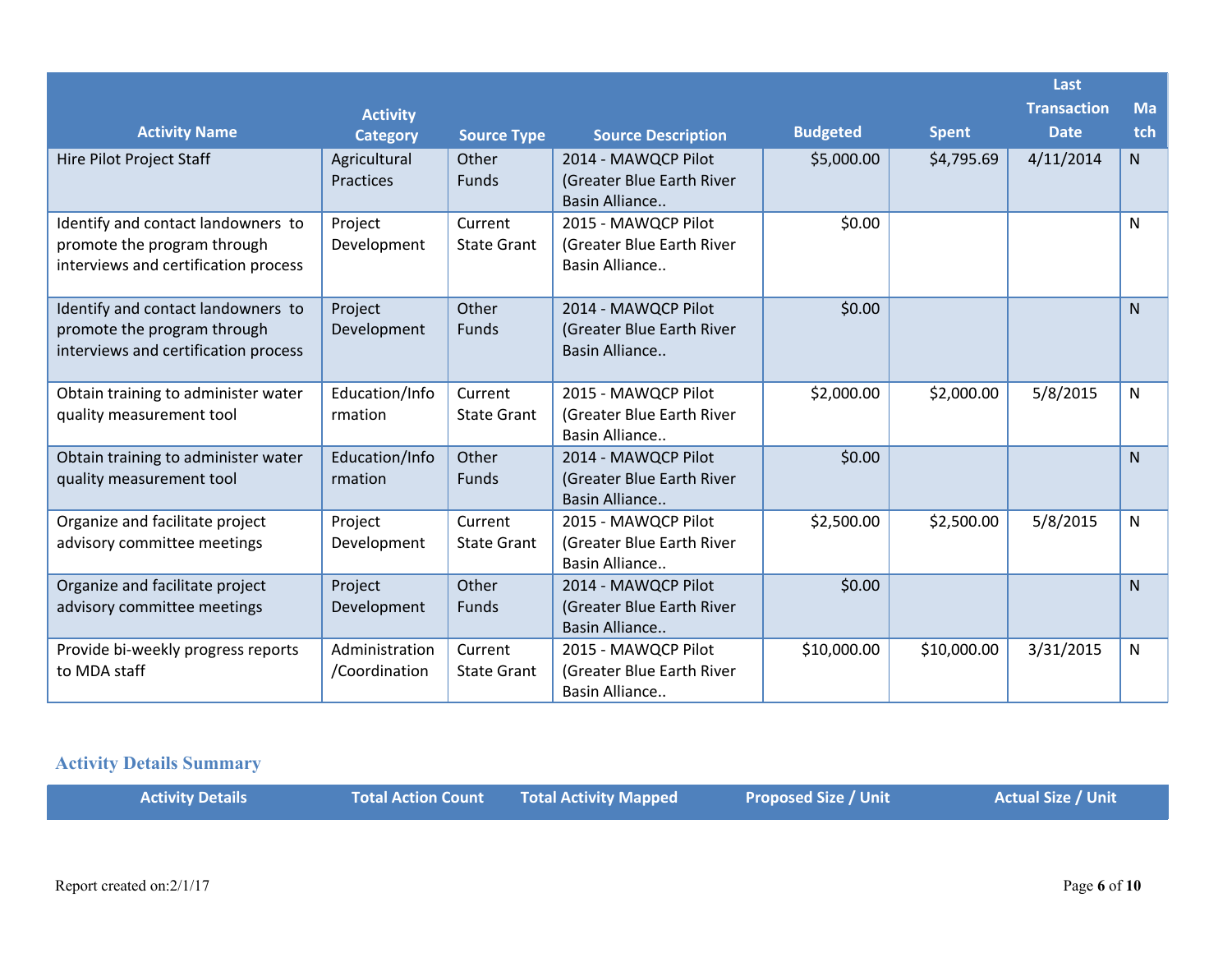| Activity Name | Activity Category | Source Type | Source Description | Budgeted | Spent | Last Transaction Date | Match |
|---|---|---|---|---|---|---|---|
| Hire Pilot Project Staff | Agricultural Practices | Other Funds | 2014 - MAWQCP Pilot (Greater Blue Earth River Basin Alliance.. | $5,000.00 | $4,795.69 | 4/11/2014 | N |
| Identify and contact landowners to promote the program through interviews and certification process | Project Development | Current State Grant | 2015 - MAWQCP Pilot (Greater Blue Earth River Basin Alliance.. | $0.00 | | | N |
| Identify and contact landowners to promote the program through interviews and certification process | Project Development | Other Funds | 2014 - MAWQCP Pilot (Greater Blue Earth River Basin Alliance.. | $0.00 | | | N |
| Obtain training to administer water quality measurement tool | Education/Information | Current State Grant | 2015 - MAWQCP Pilot (Greater Blue Earth River Basin Alliance.. | $2,000.00 | $2,000.00 | 5/8/2015 | N |
| Obtain training to administer water quality measurement tool | Education/Information | Other Funds | 2014 - MAWQCP Pilot (Greater Blue Earth River Basin Alliance.. | $0.00 | | | N |
| Organize and facilitate project advisory committee meetings | Project Development | Current State Grant | 2015 - MAWQCP Pilot (Greater Blue Earth River Basin Alliance.. | $2,500.00 | $2,500.00 | 5/8/2015 | N |
| Organize and facilitate project advisory committee meetings | Project Development | Other Funds | 2014 - MAWQCP Pilot (Greater Blue Earth River Basin Alliance.. | $0.00 | | | N |
| Provide bi-weekly progress reports to MDA staff | Administration/Coordination | Current State Grant | 2015 - MAWQCP Pilot (Greater Blue Earth River Basin Alliance.. | $10,000.00 | $10,000.00 | 3/31/2015 | N |

### Activity Details Summary

| Activity Details | Total Action Count | Total Activity Mapped | Proposed Size / Unit | Actual Size / Unit |
|---|---|---|---|---|

Report created on:2/1/17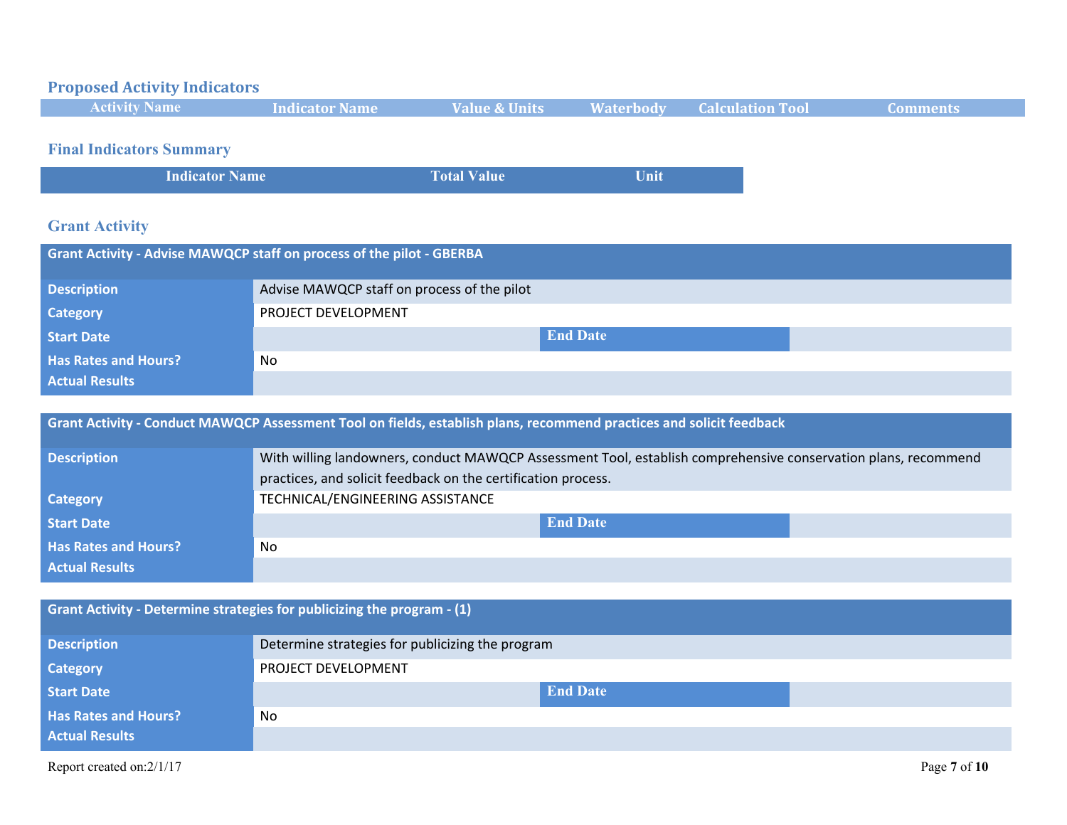### Proposed Activity Indicators

| Activity Name | Indicator Name | Value & Units | Waterbody | Calculation Tool | Comments |
|---|---|---|---|---|---|

### Final Indicators Summary

| Indicator Name | Total Value | Unit |
|---|---|---|

### Grant Activity

| Grant Activity - Advise MAWQCP staff on process of the pilot - GBERBA | | | |
|---|---|---|---|
| Description | Advise MAWQCP staff on process of the pilot | | |
| Category | PROJECT DEVELOPMENT | | |
| Start Date | | End Date | |
| Has Rates and Hours? | No | | |
| Actual Results | | | |

| Grant Activity - Conduct MAWQCP Assessment Tool on fields, establish plans, recommend practices and solicit feedback | | | |
|---|---|---|---|
| Description | With willing landowners, conduct MAWQCP Assessment Tool, establish comprehensive conservation plans, recommend practices, and solicit feedback on the certification process. | | |
| Category | TECHNICAL/ENGINEERING ASSISTANCE | | |
| Start Date | | End Date | |
| Has Rates and Hours? | No | | |
| Actual Results | | | |

| Grant Activity - Determine strategies for publicizing the program - (1) | | | |
|---|---|---|---|
| Description | Determine strategies for publicizing the program | | |
| Category | PROJECT DEVELOPMENT | | |
| Start Date | | End Date | |
| Has Rates and Hours? | No | | |
| Actual Results | | | |

Report created on:2/1/17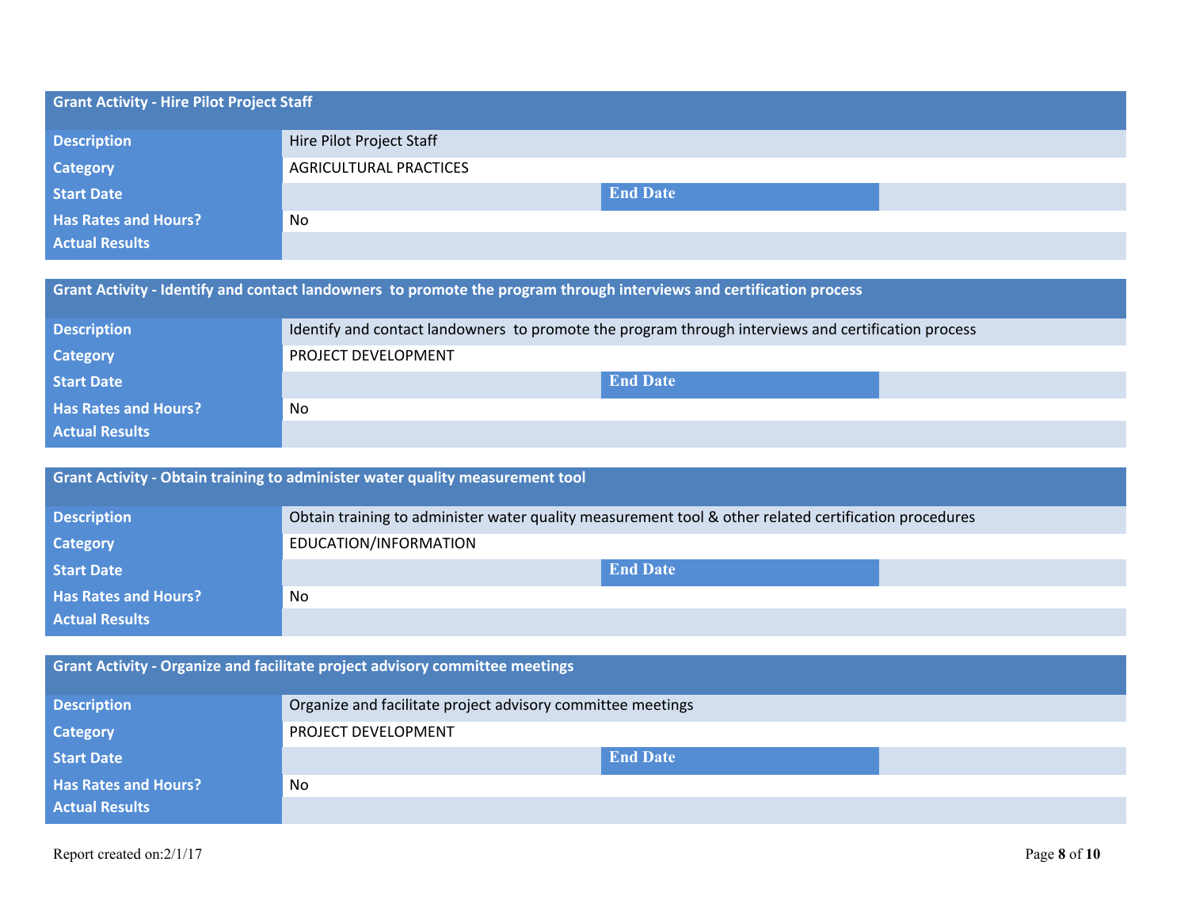| Grant Activity - Hire Pilot Project Staff | | | |
|---|---|---|---|
| Description | Hire Pilot Project Staff | | |
| Category | AGRICULTURAL PRACTICES | | |
| Start Date | | End Date | |
| Has Rates and Hours? | No | | |
| Actual Results | | | |

| Grant Activity - Identify and contact landowners to promote the program through interviews and certification process | | | |
|---|---|---|---|
| Description | Identify and contact landowners to promote the program through interviews and certification process | | |
| Category | PROJECT DEVELOPMENT | | |
| Start Date | | End Date | |
| Has Rates and Hours? | No | | |
| Actual Results | | | |

| Grant Activity - Obtain training to administer water quality measurement tool | | | |
|---|---|---|---|
| Description | Obtain training to administer water quality measurement tool & other related certification procedures | | |
| Category | EDUCATION/INFORMATION | | |
| Start Date | | End Date | |
| Has Rates and Hours? | No | | |
| Actual Results | | | |

| Grant Activity - Organize and facilitate project advisory committee meetings | | | |
|---|---|---|---|
| Description | Organize and facilitate project advisory committee meetings | | |
| Category | PROJECT DEVELOPMENT | | |
| Start Date | | End Date | |
| Has Rates and Hours? | No | | |
| Actual Results | | | |

Report created on:2/1/17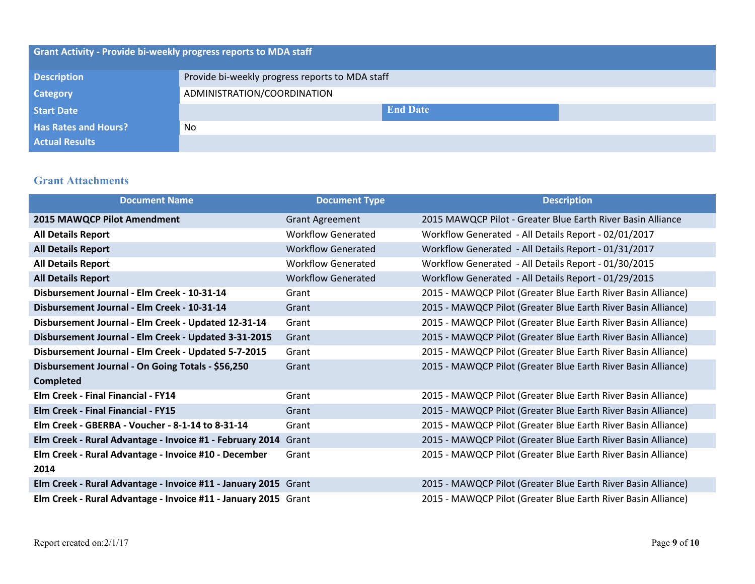| Grant Activity - Provide bi-weekly progress reports to MDA staff | | | |
|---|---|---|---|
| **Description** | Provide bi-weekly progress reports to MDA staff | | |
| **Category** | ADMINISTRATION/COORDINATION | | |
| **Start Date** | | **End Date** | |
| **Has Rates and Hours?** | No | | |
| **Actual Results** | | | |

## Grant Attachments

| Document Name | Document Type | Description |
|---|---|---|
| **2015 MAWQCP Pilot Amendment** | Grant Agreement | 2015 MAWQCP Pilot - Greater Blue Earth River Basin Alliance |
| **All Details Report** | Workflow Generated | Workflow Generated - All Details Report - 02/01/2017 |
| **All Details Report** | Workflow Generated | Workflow Generated - All Details Report - 01/31/2017 |
| **All Details Report** | Workflow Generated | Workflow Generated - All Details Report - 01/30/2015 |
| **All Details Report** | Workflow Generated | Workflow Generated - All Details Report - 01/29/2015 |
| **Disbursement Journal - Elm Creek - 10-31-14** | Grant | 2015 - MAWQCP Pilot (Greater Blue Earth River Basin Alliance) |
| **Disbursement Journal - Elm Creek - 10-31-14** | Grant | 2015 - MAWQCP Pilot (Greater Blue Earth River Basin Alliance) |
| **Disbursement Journal - Elm Creek - Updated 12-31-14** | Grant | 2015 - MAWQCP Pilot (Greater Blue Earth River Basin Alliance) |
| **Disbursement Journal - Elm Creek - Updated 3-31-2015** | Grant | 2015 - MAWQCP Pilot (Greater Blue Earth River Basin Alliance) |
| **Disbursement Journal - Elm Creek - Updated 5-7-2015** | Grant | 2015 - MAWQCP Pilot (Greater Blue Earth River Basin Alliance) |
| **Disbursement Journal - On Going Totals - $56,250 Completed** | Grant | 2015 - MAWQCP Pilot (Greater Blue Earth River Basin Alliance) |
| **Elm Creek - Final Financial - FY14** | Grant | 2015 - MAWQCP Pilot (Greater Blue Earth River Basin Alliance) |
| **Elm Creek - Final Financial - FY15** | Grant | 2015 - MAWQCP Pilot (Greater Blue Earth River Basin Alliance) |
| **Elm Creek - GBERBA - Voucher - 8-1-14 to 8-31-14** | Grant | 2015 - MAWQCP Pilot (Greater Blue Earth River Basin Alliance) |
| **Elm Creek - Rural Advantage - Invoice #1 - February 2014** | Grant | 2015 - MAWQCP Pilot (Greater Blue Earth River Basin Alliance) |
| **Elm Creek - Rural Advantage - Invoice #10 - December 2014** | Grant | 2015 - MAWQCP Pilot (Greater Blue Earth River Basin Alliance) |
| **Elm Creek - Rural Advantage - Invoice #11 - January 2015** | Grant | 2015 - MAWQCP Pilot (Greater Blue Earth River Basin Alliance) |
| **Elm Creek - Rural Advantage - Invoice #11 - January 2015** | Grant | 2015 - MAWQCP Pilot (Greater Blue Earth River Basin Alliance) |

Report created on:2/1/17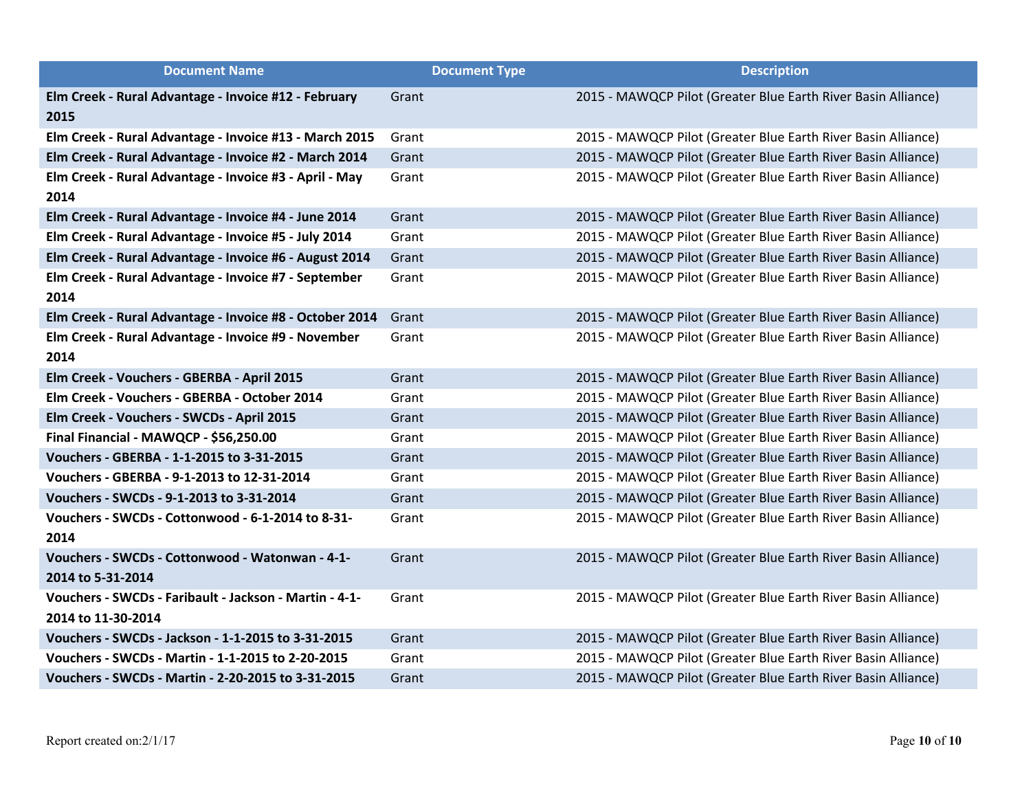| Document Name | Document Type | Description |
| --- | --- | --- |
| **Elm Creek - Rural Advantage - Invoice #12 - February 2015** | Grant | 2015 - MAWQCP Pilot (Greater Blue Earth River Basin Alliance) |
| **Elm Creek - Rural Advantage - Invoice #13 - March 2015** | Grant | 2015 - MAWQCP Pilot (Greater Blue Earth River Basin Alliance) |
| **Elm Creek - Rural Advantage - Invoice #2 - March 2014** | Grant | 2015 - MAWQCP Pilot (Greater Blue Earth River Basin Alliance) |
| **Elm Creek - Rural Advantage - Invoice #3 - April - May 2014** | Grant | 2015 - MAWQCP Pilot (Greater Blue Earth River Basin Alliance) |
| **Elm Creek - Rural Advantage - Invoice #4 - June 2014** | Grant | 2015 - MAWQCP Pilot (Greater Blue Earth River Basin Alliance) |
| **Elm Creek - Rural Advantage - Invoice #5 - July 2014** | Grant | 2015 - MAWQCP Pilot (Greater Blue Earth River Basin Alliance) |
| **Elm Creek - Rural Advantage - Invoice #6 - August 2014** | Grant | 2015 - MAWQCP Pilot (Greater Blue Earth River Basin Alliance) |
| **Elm Creek - Rural Advantage - Invoice #7 - September 2014** | Grant | 2015 - MAWQCP Pilot (Greater Blue Earth River Basin Alliance) |
| **Elm Creek - Rural Advantage - Invoice #8 - October 2014** | Grant | 2015 - MAWQCP Pilot (Greater Blue Earth River Basin Alliance) |
| **Elm Creek - Rural Advantage - Invoice #9 - November 2014** | Grant | 2015 - MAWQCP Pilot (Greater Blue Earth River Basin Alliance) |
| **Elm Creek - Vouchers - GBERBA - April 2015** | Grant | 2015 - MAWQCP Pilot (Greater Blue Earth River Basin Alliance) |
| **Elm Creek - Vouchers - GBERBA - October 2014** | Grant | 2015 - MAWQCP Pilot (Greater Blue Earth River Basin Alliance) |
| **Elm Creek - Vouchers - SWCDs - April 2015** | Grant | 2015 - MAWQCP Pilot (Greater Blue Earth River Basin Alliance) |
| **Final Financial - MAWQCP - $56,250.00** | Grant | 2015 - MAWQCP Pilot (Greater Blue Earth River Basin Alliance) |
| **Vouchers - GBERBA - 1-1-2015 to 3-31-2015** | Grant | 2015 - MAWQCP Pilot (Greater Blue Earth River Basin Alliance) |
| **Vouchers - GBERBA - 9-1-2013 to 12-31-2014** | Grant | 2015 - MAWQCP Pilot (Greater Blue Earth River Basin Alliance) |
| **Vouchers - SWCDs - 9-1-2013 to 3-31-2014** | Grant | 2015 - MAWQCP Pilot (Greater Blue Earth River Basin Alliance) |
| **Vouchers - SWCDs - Cottonwood - 6-1-2014 to 8-31-2014** | Grant | 2015 - MAWQCP Pilot (Greater Blue Earth River Basin Alliance) |
| **Vouchers - SWCDs - Cottonwood - Watonwan - 4-1-2014 to 5-31-2014** | Grant | 2015 - MAWQCP Pilot (Greater Blue Earth River Basin Alliance) |
| **Vouchers - SWCDs - Faribault - Jackson - Martin - 4-1-2014 to 11-30-2014** | Grant | 2015 - MAWQCP Pilot (Greater Blue Earth River Basin Alliance) |
| **Vouchers - SWCDs - Jackson - 1-1-2015 to 3-31-2015** | Grant | 2015 - MAWQCP Pilot (Greater Blue Earth River Basin Alliance) |
| **Vouchers - SWCDs - Martin - 1-1-2015 to 2-20-2015** | Grant | 2015 - MAWQCP Pilot (Greater Blue Earth River Basin Alliance) |
| **Vouchers - SWCDs - Martin - 2-20-2015 to 3-31-2015** | Grant | 2015 - MAWQCP Pilot (Greater Blue Earth River Basin Alliance) |

Report created on:2/1/17